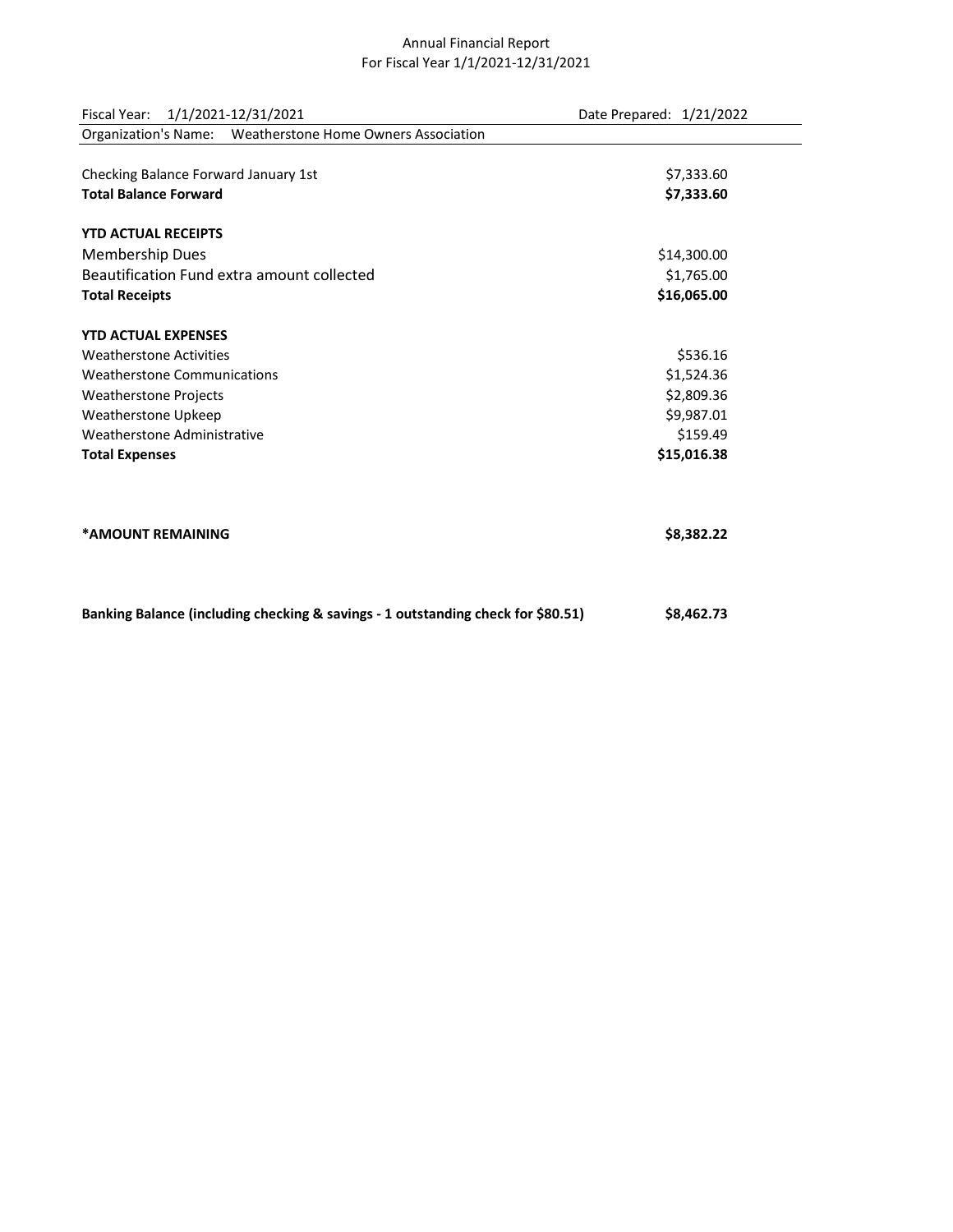# Annual Financial Report
## For Fiscal Year 1/1/2021-12/31/2021

| Fiscal Year: 1/1/2021-12/31/2021 | Date Prepared: 1/21/2022 |
|---|---|
| Organization's Name: Weatherstone Home Owners Association | |

| | |
|---|---|
| Checking Balance Forward January 1st | $7,333.60 |
| **Total Balance Forward** | **$7,333.60** |
| | |
| **YTD ACTUAL RECEIPTS** | |
| Membership Dues | $14,300.00 |
| Beautification Fund extra amount collected | $1,765.00 |
| **Total Receipts** | **$16,065.00** |
| | |
| **YTD ACTUAL EXPENSES** | |
| Weatherstone Activities | $536.16 |
| Weatherstone Communications | $1,524.36 |
| Weatherstone Projects | $2,809.36 |
| Weatherstone Upkeep | $9,987.01 |
| Weatherstone Administrative | $159.49 |
| **Total Expenses** | **$15,016.38** |
| | |
| **\*AMOUNT REMAINING** | **$8,382.22** |
| | |
| **Banking Balance (including checking & savings - 1 outstanding check for $80.51)** | **$8,462.73** |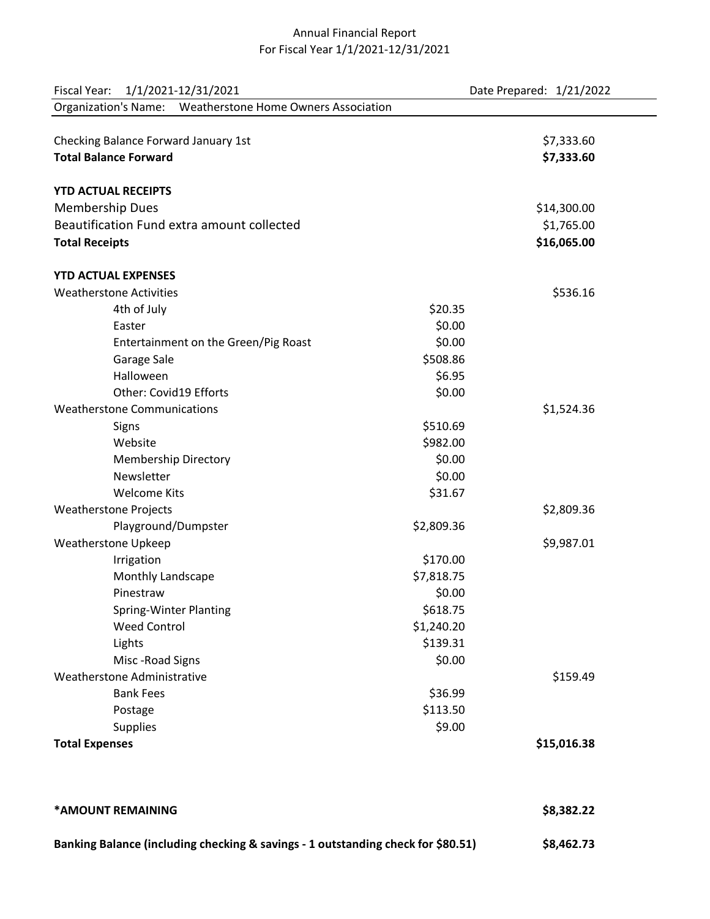Annual Financial Report
For Fiscal Year 1/1/2021-12/31/2021

Fiscal Year: 1/1/2021-12/31/2021 Date Prepared: 1/21/2022

Organization's Name: Weatherstone Home Owners Association

| | | |
|---|---|---|
| Checking Balance Forward January 1st | | $7,333.60 |
| **Total Balance Forward** | | **$7,333.60** |
| | | |
| **YTD ACTUAL RECEIPTS** | | |
| Membership Dues | | $14,300.00 |
| Beautification Fund extra amount collected | | $1,765.00 |
| **Total Receipts** | | **$16,065.00** |
| | | |
| **YTD ACTUAL EXPENSES** | | |
| Weatherstone Activities | | $536.16 |
| 4th of July | $20.35 | |
| Easter | $0.00 | |
| Entertainment on the Green/Pig Roast | $0.00 | |
| Garage Sale | $508.86 | |
| Halloween | $6.95 | |
| Other: Covid19 Efforts | $0.00 | |
| Weatherstone Communications | | $1,524.36 |
| Signs | $510.69 | |
| Website | $982.00 | |
| Membership Directory | $0.00 | |
| Newsletter | $0.00 | |
| Welcome Kits | $31.67 | |
| Weatherstone Projects | | $2,809.36 |
| Playground/Dumpster | $2,809.36 | |
| Weatherstone Upkeep | | $9,987.01 |
| Irrigation | $170.00 | |
| Monthly Landscape | $7,818.75 | |
| Pinestraw | $0.00 | |
| Spring-Winter Planting | $618.75 | |
| Weed Control | $1,240.20 | |
| Lights | $139.31 | |
| Misc -Road Signs | $0.00 | |
| Weatherstone Administrative | | $159.49 |
| Bank Fees | $36.99 | |
| Postage | $113.50 | |
| Supplies | $9.00 | |
| **Total Expenses** | | **$15,016.38** |
| | | |
| ***AMOUNT REMAINING** | | **$8,382.22** |
| | | |
| **Banking Balance (including checking & savings - 1 outstanding check for $80.51)** | | **$8,462.73** |